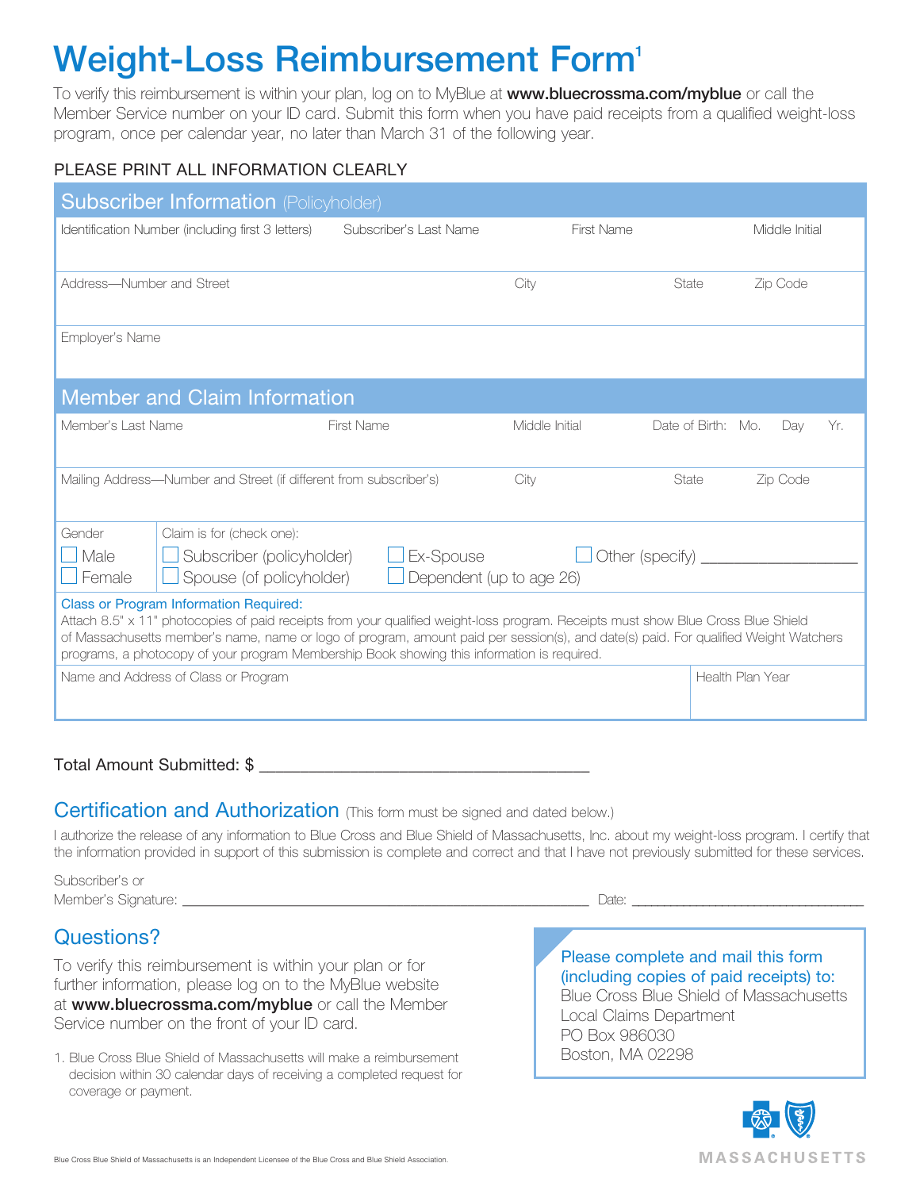# Weight-Loss Reimbursement Form[1]

To verify this reimbursement is within your plan, log on to MyBlue at **www.bluecrossma.com/myblue** or call the Member Service number on your ID card. Submit this form when you have paid receipts from a qualified weight-loss program, once per calendar year, no later than March 31 of the following year.

PLEASE PRINT ALL INFORMATION CLEARLY

## Subscriber Information (Policyholder)

| Identification Number (including first 3 letters) | Subscriber's Last Name | First Name | Middle Initial |
|---|---|---|---|
| | | | |

| Address—Number and Street | City | State | Zip Code |
|---|---|---|---|
| | | | |

| Employer's Name |
|---|
| |

## Member and Claim Information

| Member's Last Name | First Name | Middle Initial | Date of Birth: Mo. Day Yr. |
|---|---|---|---|
| | | | |

| Mailing Address—Number and Street (if different from subscriber's) | City | State | Zip Code |
|---|---|---|---|
| | | | |

Gender
- ☐ Male
- ☐ Female

Claim is for (check one):
- ☐ Subscriber (policyholder)
- ☐ Spouse (of policyholder)
- ☐ Ex-Spouse
- ☐ Dependent (up to age 26)
- ☐ Other (specify) ___________________

**Class or Program Information Required:**
Attach 8.5" x 11" photocopies of paid receipts from your qualified weight-loss program. Receipts must show Blue Cross Blue Shield of Massachusetts member's name, name or logo of program, amount paid per session(s), and date(s) paid. For qualified Weight Watchers programs, a photocopy of your program Membership Book showing this information is required.

| Name and Address of Class or Program | Health Plan Year |
|---|---|
| | |

Total Amount Submitted: $ ______________________________________

## Certification and Authorization (This form must be signed and dated below.)

I authorize the release of any information to Blue Cross and Blue Shield of Massachusetts, Inc. about my weight-loss program. I certify that the information provided in support of this submission is complete and correct and that I have not previously submitted for these services.

Subscriber's or Member's Signature: ______________________________________ Date: ______________________________

## Questions?

To verify this reimbursement is within your plan or for further information, please log on to the MyBlue website at **www.bluecrossma.com/myblue** or call the Member Service number on the front of your ID card.

1. Blue Cross Blue Shield of Massachusetts will make a reimbursement decision within 30 calendar days of receiving a completed request for coverage or payment.

**Please complete and mail this form (including copies of paid receipts) to:**
Blue Cross Blue Shield of Massachusetts
Local Claims Department
PO Box 986030
Boston, MA 02298

MASSACHUSETTS

Blue Cross Blue Shield of Massachusetts is an Independent Licensee of the Blue Cross and Blue Shield Association.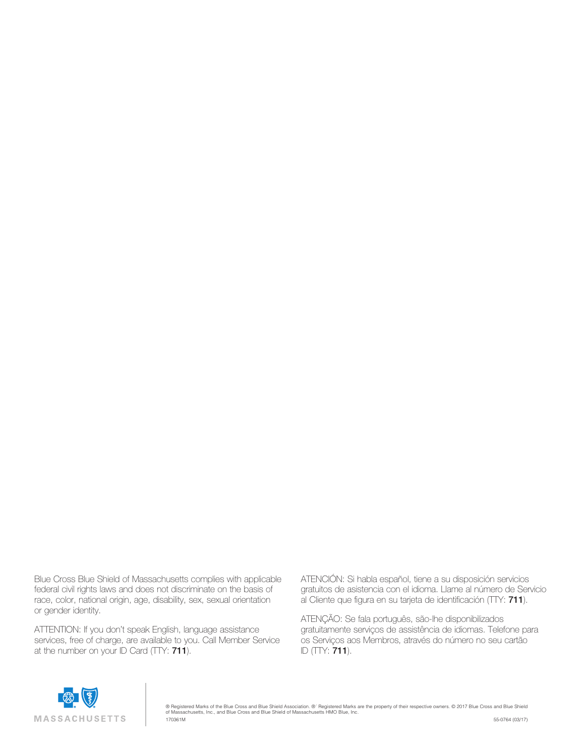Blue Cross Blue Shield of Massachusetts complies with applicable federal civil rights laws and does not discriminate on the basis of race, color, national origin, age, disability, sex, sexual orientation or gender identity.

ATTENTION: If you don't speak English, language assistance services, free of charge, are available to you. Call Member Service at the number on your ID Card (TTY: **711**).

ATENCIÓN: Si habla español, tiene a su disposición servicios gratuitos de asistencia con el idioma. Llame al número de Servicio al Cliente que figura en su tarjeta de identificación (TTY: **711**).

ATENÇÃO: Se fala português, são-lhe disponibilizados gratuitamente serviços de assistência de idiomas. Telefone para os Serviços aos Membros, através do número no seu cartão ID (TTY: **711**).

MASSACHUSETTS

® Registered Marks of the Blue Cross and Blue Shield Association. ®´ Registered Marks are the property of their respective owners. © 2017 Blue Cross and Blue Shield of Massachusetts, Inc., and Blue Cross and Blue Shield of Massachusetts HMO Blue, Inc.

170361M

55-0764 (03/17)